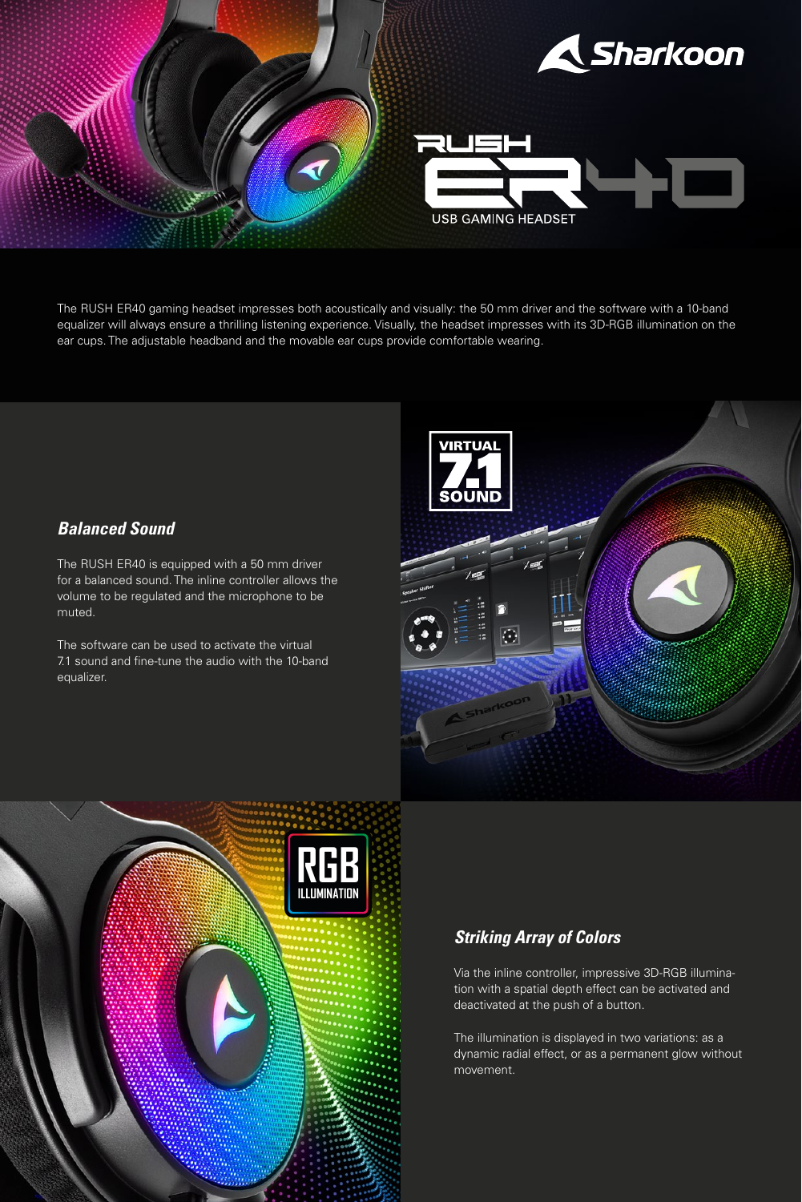# Sharkoon RUSH ER40

USB GAMING HEADSET

The RUSH ER40 gaming headset impresses both acoustically and visually: the 50 mm driver and the software with a 10-band equalizer will always ensure a thrilling listening experience. Visually, the headset impresses with its 3D-RGB illumination on the ear cups. The adjustable headband and the movable ear cups provide comfortable wearing.

## *Balanced Sound*

The RUSH ER40 is equipped with a 50 mm driver for a balanced sound. The inline controller allows the volume to be regulated and the microphone to be muted.

The software can be used to activate the virtual 7.1 sound and fine-tune the audio with the 10-band equalizer.

VIRTUAL 7.1 SOUND

RGB ILLUMINATION

## *Striking Array of Colors*

Via the inline controller, impressive 3D-RGB illumination with a spatial depth effect can be activated and deactivated at the push of a button.

The illumination is displayed in two variations: as a dynamic radial effect, or as a permanent glow without movement.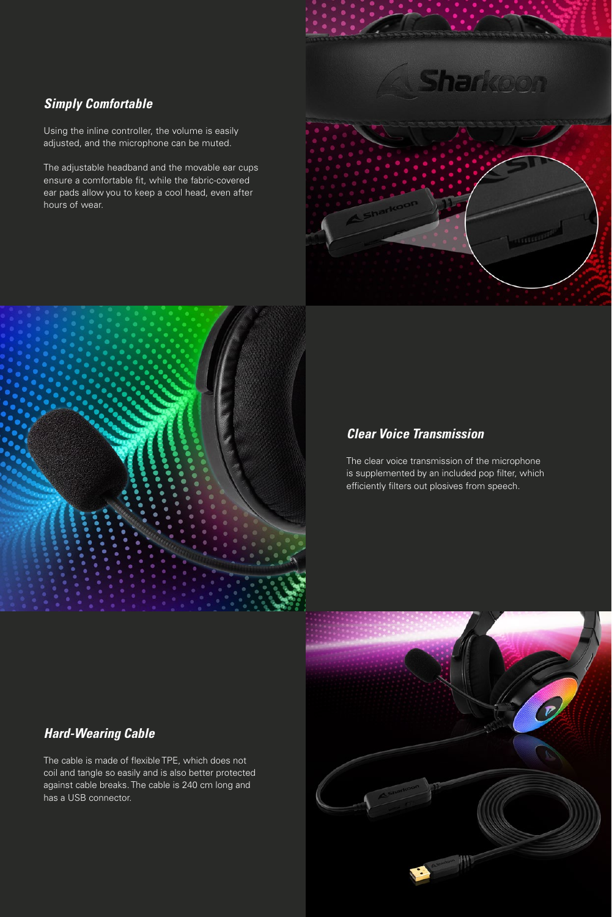## *Simply Comfortable*

Using the inline controller, the volume is easily adjusted, and the microphone can be muted.

The adjustable headband and the movable ear cups ensure a comfortable fit, while the fabric-covered ear pads allow you to keep a cool head, even after hours of wear.

## *Clear Voice Transmission*

The clear voice transmission of the microphone is supplemented by an included pop filter, which efficiently filters out plosives from speech.

## *Hard-Wearing Cable*

The cable is made of flexible TPE, which does not coil and tangle so easily and is also better protected against cable breaks. The cable is 240 cm long and has a USB connector.